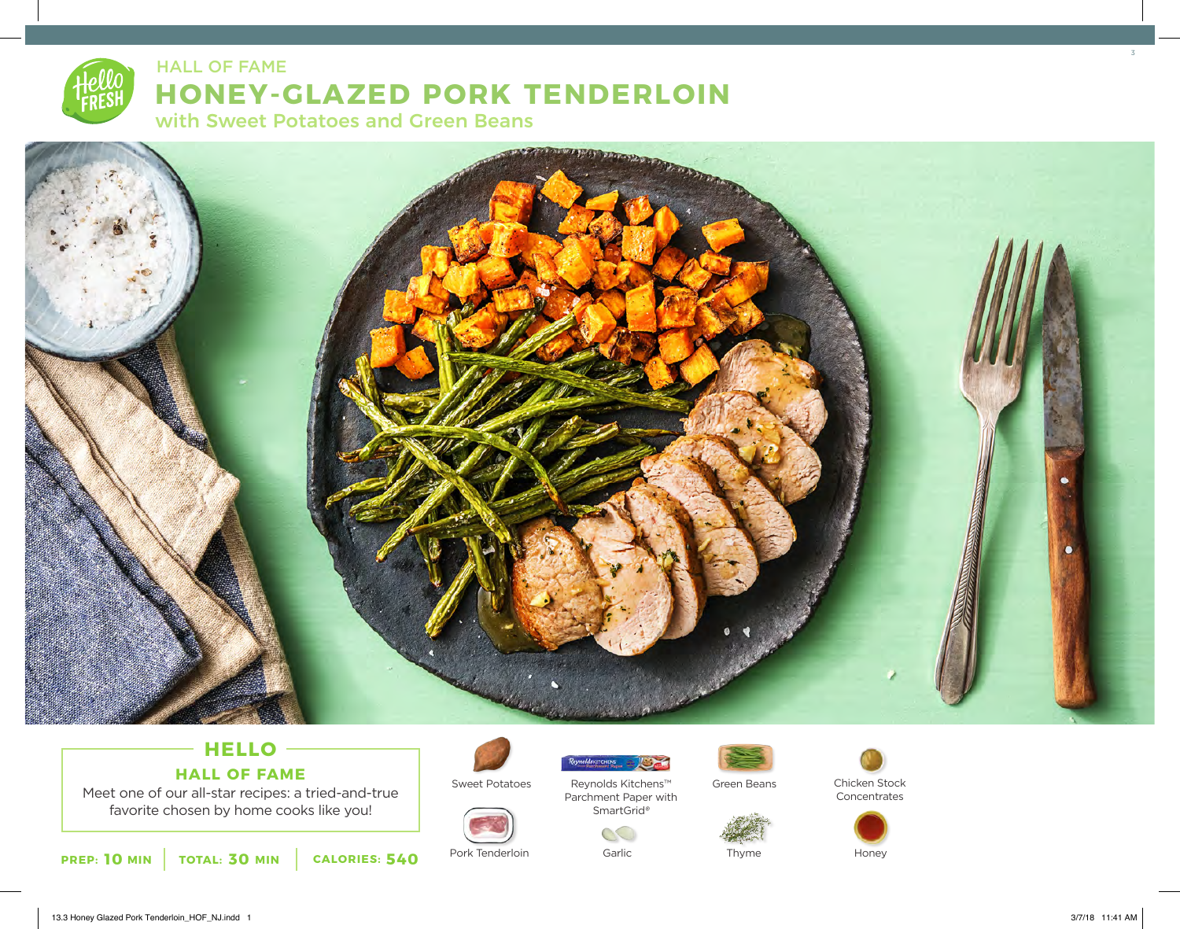HALL OF FAME

# HONEY-GLAZED PORK TENDERLOIN

## with Sweet Potatoes and Green Beans

## HELLO

### HALL OF FAME

Meet one of our all-star recipes: a tried-and-true favorite chosen by home cooks like you!

**PREP: 10 MIN** | **TOTAL: 30 MIN** | **CALORIES: 540**

- Sweet Potatoes
- Reynolds Kitchens™ Parchment Paper with SmartGrid®
- Green Beans
- Chicken Stock Concentrates
- Pork Tenderloin
- Garlic
- Thyme
- Honey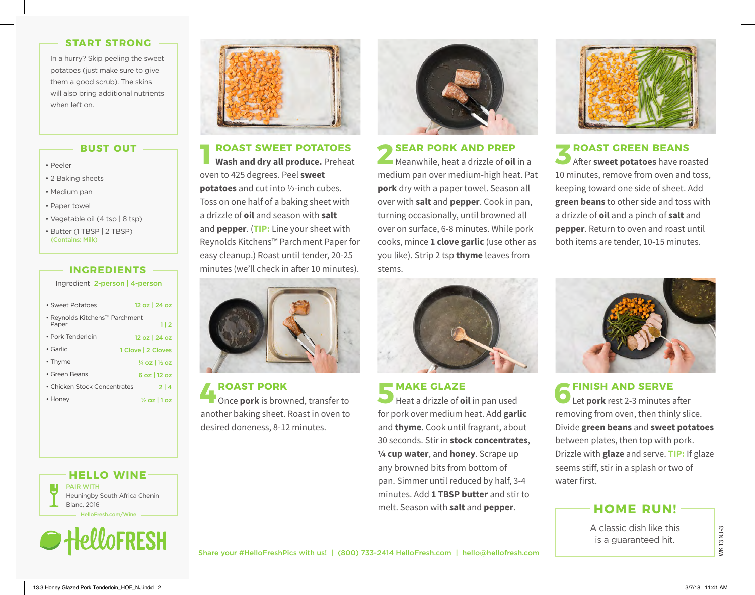## START STRONG

In a hurry? Skip peeling the sweet potatoes (just make sure to give them a good scrub). The skins will also bring additional nutrients when left on.

## BUST OUT

- Peeler
- 2 Baking sheets
- Medium pan
- Paper towel
- Vegetable oil (4 tsp | 8 tsp)
- Butter (1 TBSP | 2 TBSP) (Contains: Milk)

## INGREDIENTS

| Ingredient | 2-person \| 4-person |
|---|---|
| Sweet Potatoes | 12 oz \| 24 oz |
| Reynolds Kitchens™ Parchment Paper | 1 \| 2 |
| Pork Tenderloin | 12 oz \| 24 oz |
| Garlic | 1 Clove \| 2 Cloves |
| Thyme | ¼ oz \| ½ oz |
| Green Beans | 6 oz \| 12 oz |
| Chicken Stock Concentrates | 2 \| 4 |
| Honey | ½ oz \| 1 oz |

## HELLO WINE

PAIR WITH
Heuningby South Africa Chenin Blanc, 2016
HelloFresh.com/Wine

HelloFRESH

## 1 ROAST SWEET POTATOES

**Wash and dry all produce.** Preheat oven to 425 degrees. Peel **sweet potatoes** and cut into ½-inch cubes. Toss on one half of a baking sheet with a drizzle of **oil** and season with **salt** and **pepper**. (**TIP:** Line your sheet with Reynolds Kitchens™ Parchment Paper for easy cleanup.) Roast until tender, 20-25 minutes (we'll check in after 10 minutes).

## 2 SEAR PORK AND PREP

Meanwhile, heat a drizzle of **oil** in a medium pan over medium-high heat. Pat **pork** dry with a paper towel. Season all over with **salt** and **pepper**. Cook in pan, turning occasionally, until browned all over on surface, 6-8 minutes. While pork cooks, mince **1 clove garlic** (use other as you like). Strip 2 tsp **thyme** leaves from stems.

## 3 ROAST GREEN BEANS

After **sweet potatoes** have roasted 10 minutes, remove from oven and toss, keeping toward one side of sheet. Add **green beans** to other side and toss with a drizzle of **oil** and a pinch of **salt** and **pepper**. Return to oven and roast until both items are tender, 10-15 minutes.

## 4 ROAST PORK

Once **pork** is browned, transfer to another baking sheet. Roast in oven to desired doneness, 8-12 minutes.

## 5 MAKE GLAZE

Heat a drizzle of **oil** in pan used for pork over medium heat. Add **garlic** and **thyme**. Cook until fragrant, about 30 seconds. Stir in **stock concentrates**, **¼ cup water**, and **honey**. Scrape up any browned bits from bottom of pan. Simmer until reduced by half, 3-4 minutes. Add **1 TBSP butter** and stir to melt. Season with **salt** and **pepper**.

## 6 FINISH AND SERVE

Let **pork** rest 2-3 minutes after removing from oven, then thinly slice. Divide **green beans** and **sweet potatoes** between plates, then top with pork. Drizzle with **glaze** and serve. **TIP:** If glaze seems stiff, stir in a splash or two of water first.

## HOME RUN!

A classic dish like this is a guaranteed hit.

Share your #HelloFreshPics with us! | (800) 733-2414 HelloFresh.com | hello@hellofresh.com

WK 13 NJ-3